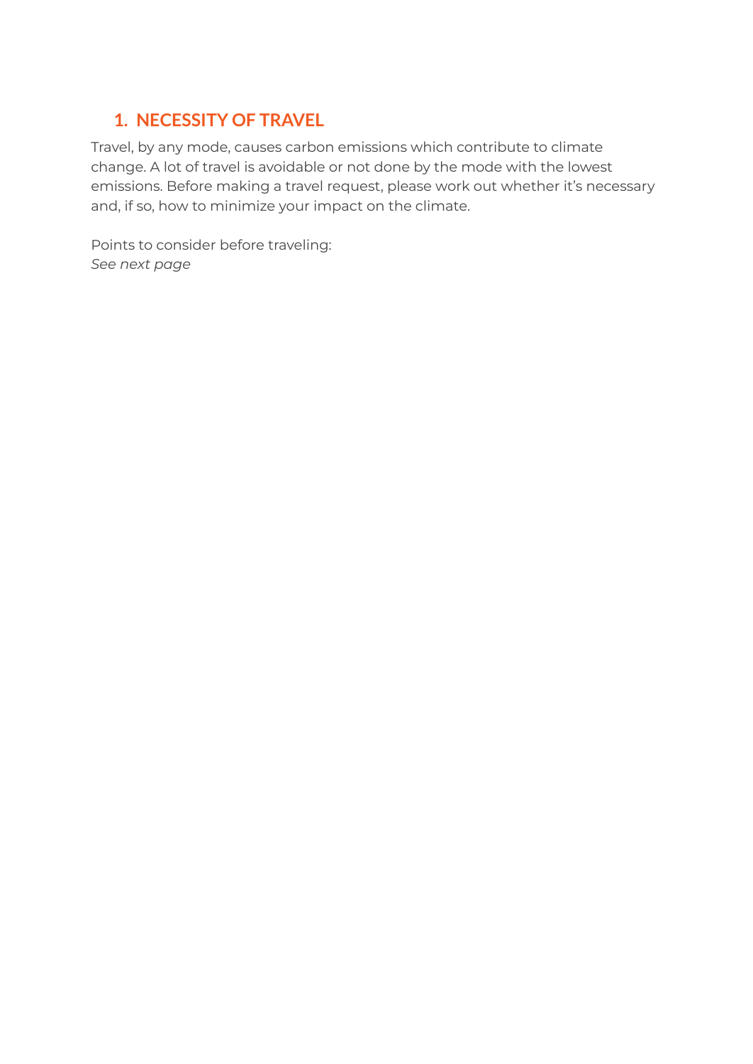## 1. NECESSITY OF TRAVEL

Travel, by any mode, causes carbon emissions which contribute to climate change. A lot of travel is avoidable or not done by the mode with the lowest emissions. Before making a travel request, please work out whether it's necessary and, if so, how to minimize your impact on the climate.

Points to consider before traveling:
*See next page*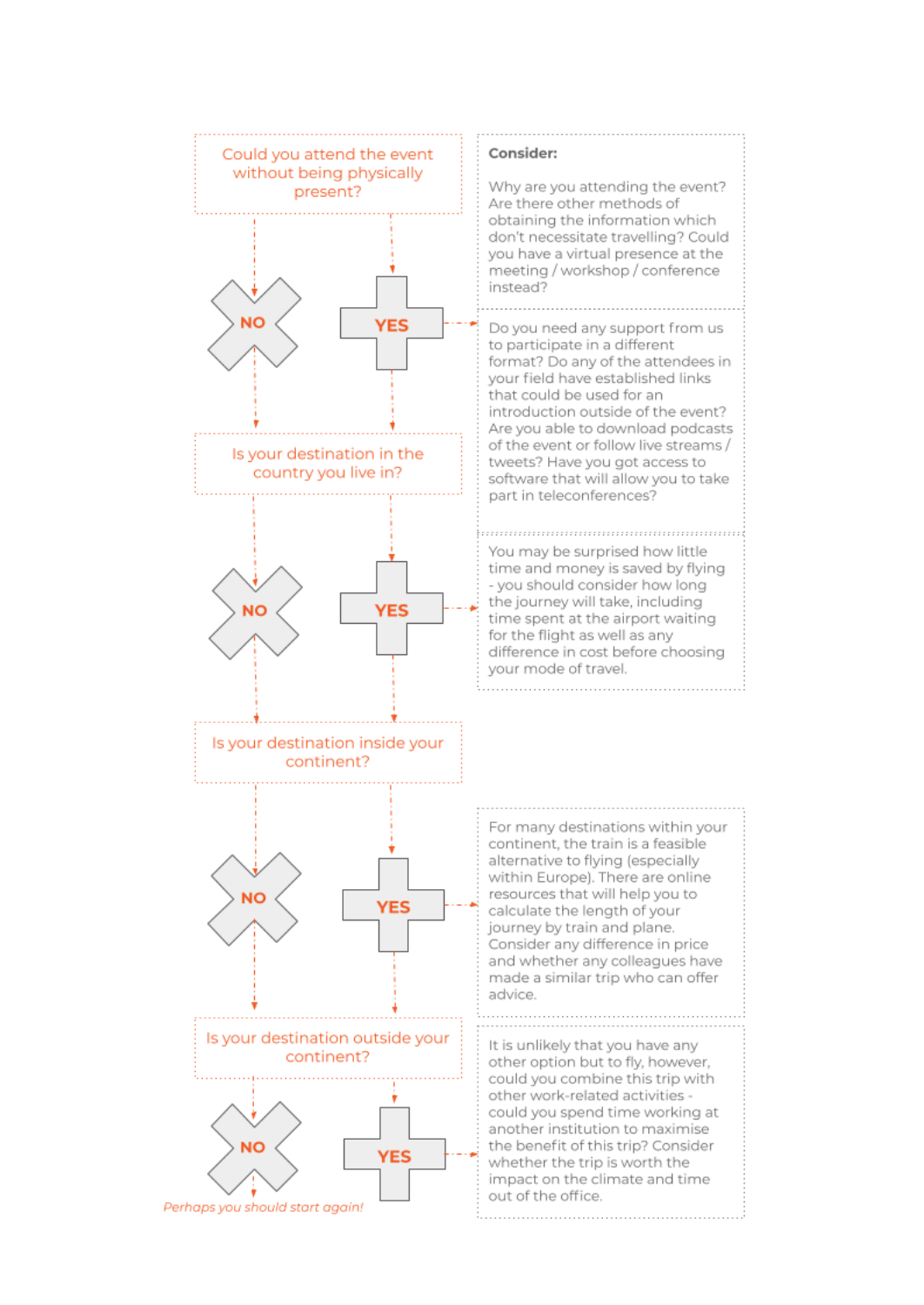**Could you attend the event without being physically present?**

- **NO** → Is your destination in the country you live in?
- **YES** →

**Consider:**

Why are you attending the event? Are there other methods of obtaining the information which don't necessitate travelling? Could you have a virtual presence at the meeting / workshop / conference instead?

Do you need any support from us to participate in a different format? Do any of the attendees in your field have established links that could be used for an introduction outside of the event? Are you able to download podcasts of the event or follow live streams / tweets? Have you got access to software that will allow you to take part in teleconferences?

**Is your destination in the country you live in?**

- **NO** → Is your destination inside your continent?
- **YES** →

You may be surprised how little time and money is saved by flying - you should consider how long the journey will take, including time spent at the airport waiting for the flight as well as any difference in cost before choosing your mode of travel.

**Is your destination inside your continent?**

- **NO** → Is your destination outside your continent?
- **YES** →

For many destinations within your continent, the train is a feasible alternative to flying (especially within Europe). There are online resources that will help you to calculate the length of your journey by train and plane. Consider any difference in price and whether any colleagues have made a similar trip who can offer advice.

**Is your destination outside your continent?**

- **NO** → *Perhaps you should start again!*
- **YES** →

It is unlikely that you have any other option but to fly, however, could you combine this trip with other work-related activities - could you spend time working at another institution to maximise the benefit of this trip? Consider whether the trip is worth the impact on the climate and time out of the office.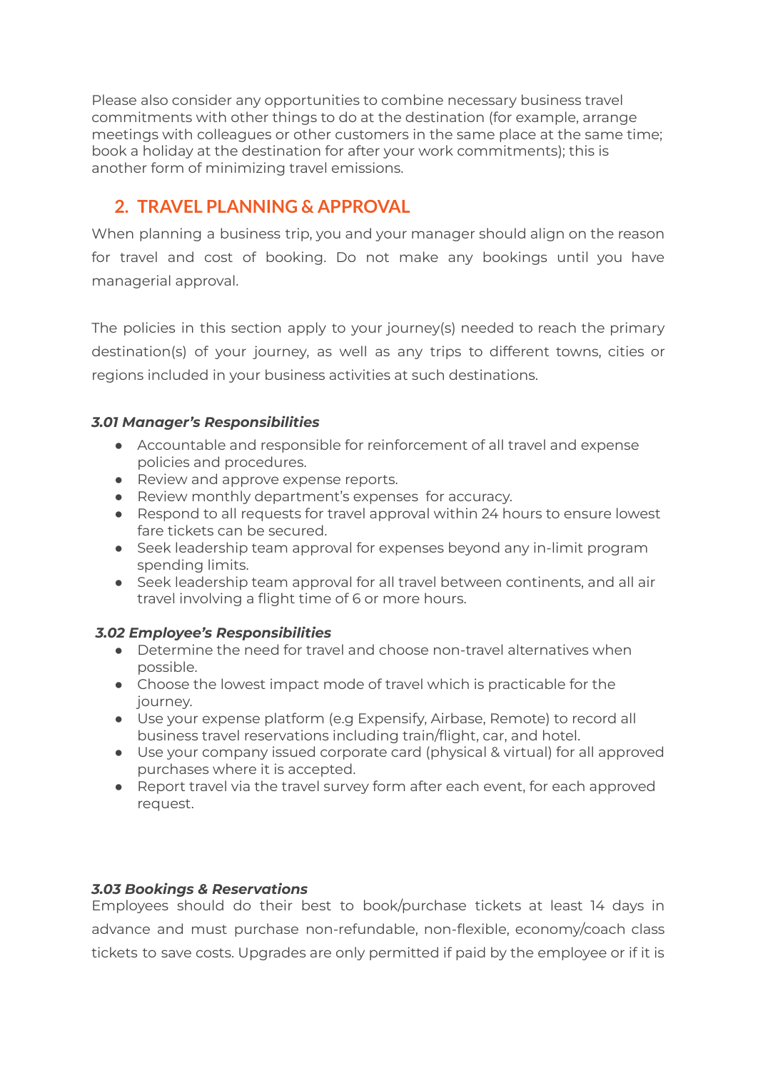Please also consider any opportunities to combine necessary business travel commitments with other things to do at the destination (for example, arrange meetings with colleagues or other customers in the same place at the same time; book a holiday at the destination for after your work commitments); this is another form of minimizing travel emissions.

## 2. TRAVEL PLANNING & APPROVAL

When planning a business trip, you and your manager should align on the reason for travel and cost of booking. Do not make any bookings until you have managerial approval.

The policies in this section apply to your journey(s) needed to reach the primary destination(s) of your journey, as well as any trips to different towns, cities or regions included in your business activities at such destinations.

***3.01 Manager's Responsibilities***

- Accountable and responsible for reinforcement of all travel and expense policies and procedures.
- Review and approve expense reports.
- Review monthly department's expenses for accuracy.
- Respond to all requests for travel approval within 24 hours to ensure lowest fare tickets can be secured.
- Seek leadership team approval for expenses beyond any in-limit program spending limits.
- Seek leadership team approval for all travel between continents, and all air travel involving a flight time of 6 or more hours.

***3.02 Employee's Responsibilities***

- Determine the need for travel and choose non-travel alternatives when possible.
- Choose the lowest impact mode of travel which is practicable for the journey.
- Use your expense platform (e.g Expensify, Airbase, Remote) to record all business travel reservations including train/flight, car, and hotel.
- Use your company issued corporate card (physical & virtual) for all approved purchases where it is accepted.
- Report travel via the travel survey form after each event, for each approved request.

***3.03 Bookings & Reservations***

Employees should do their best to book/purchase tickets at least 14 days in advance and must purchase non-refundable, non-flexible, economy/coach class tickets to save costs. Upgrades are only permitted if paid by the employee or if it is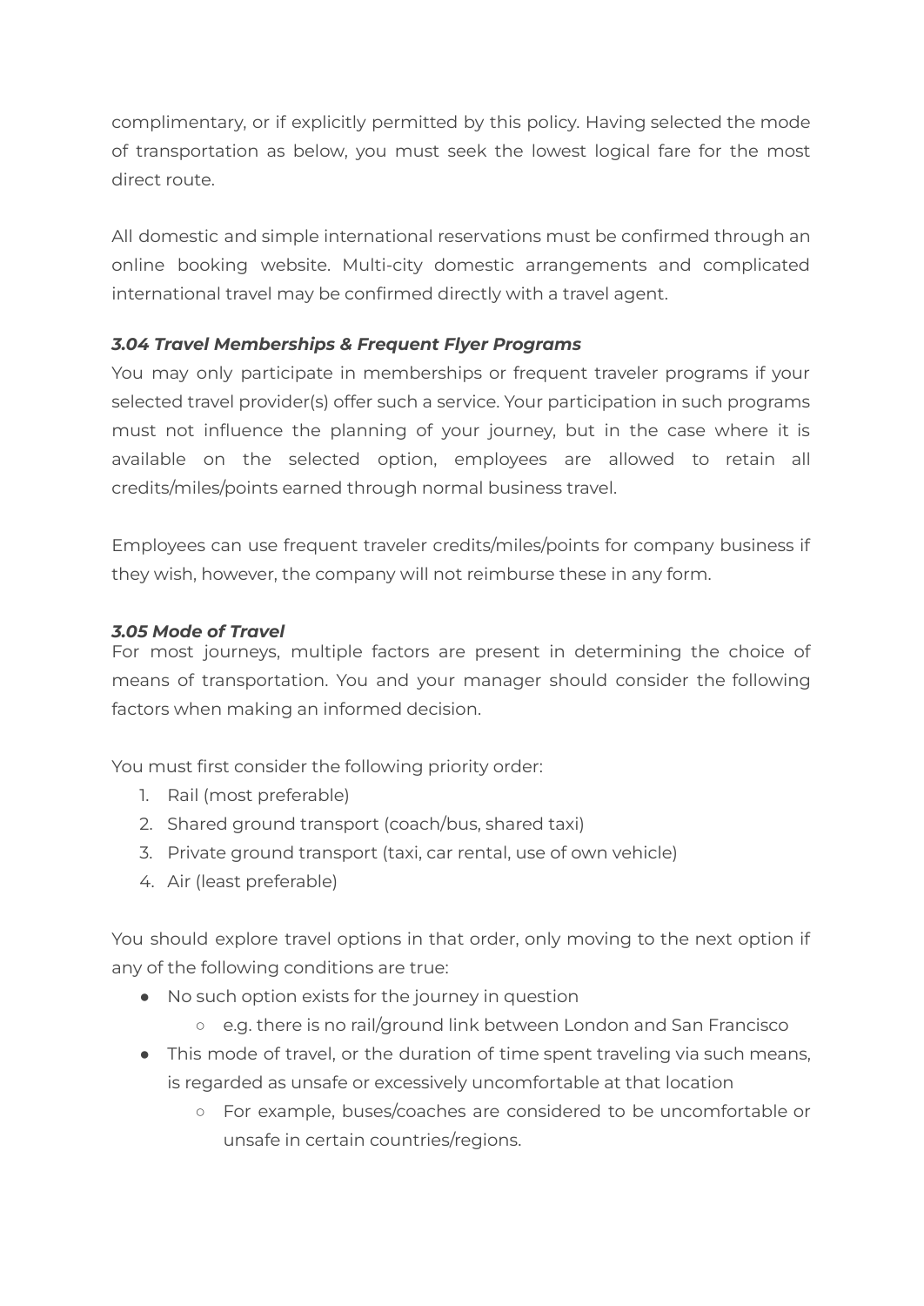complimentary, or if explicitly permitted by this policy. Having selected the mode of transportation as below, you must seek the lowest logical fare for the most direct route.

All domestic and simple international reservations must be confirmed through an online booking website. Multi-city domestic arrangements and complicated international travel may be confirmed directly with a travel agent.

### *3.04 Travel Memberships & Frequent Flyer Programs*

You may only participate in memberships or frequent traveler programs if your selected travel provider(s) offer such a service. Your participation in such programs must not influence the planning of your journey, but in the case where it is available on the selected option, employees are allowed to retain all credits/miles/points earned through normal business travel.

Employees can use frequent traveler credits/miles/points for company business if they wish, however, the company will not reimburse these in any form.

### *3.05 Mode of Travel*

For most journeys, multiple factors are present in determining the choice of means of transportation. You and your manager should consider the following factors when making an informed decision.

You must first consider the following priority order:

1. Rail (most preferable)
2. Shared ground transport (coach/bus, shared taxi)
3. Private ground transport (taxi, car rental, use of own vehicle)
4. Air (least preferable)

You should explore travel options in that order, only moving to the next option if any of the following conditions are true:

- No such option exists for the journey in question
  - e.g. there is no rail/ground link between London and San Francisco
- This mode of travel, or the duration of time spent traveling via such means, is regarded as unsafe or excessively uncomfortable at that location
  - For example, buses/coaches are considered to be uncomfortable or unsafe in certain countries/regions.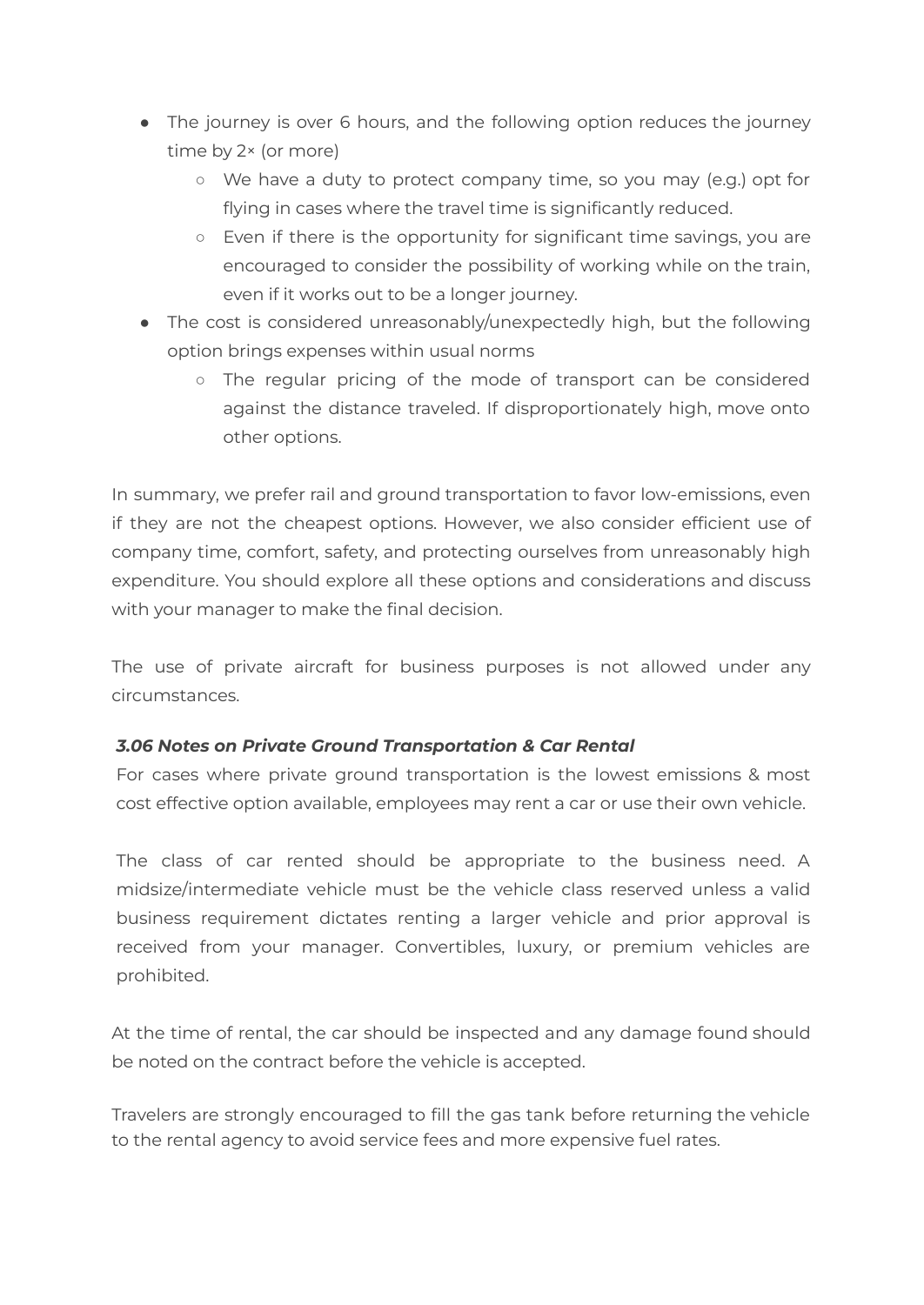- The journey is over 6 hours, and the following option reduces the journey time by 2× (or more)
  - We have a duty to protect company time, so you may (e.g.) opt for flying in cases where the travel time is significantly reduced.
  - Even if there is the opportunity for significant time savings, you are encouraged to consider the possibility of working while on the train, even if it works out to be a longer journey.
- The cost is considered unreasonably/unexpectedly high, but the following option brings expenses within usual norms
  - The regular pricing of the mode of transport can be considered against the distance traveled. If disproportionately high, move onto other options.

In summary, we prefer rail and ground transportation to favor low-emissions, even if they are not the cheapest options. However, we also consider efficient use of company time, comfort, safety, and protecting ourselves from unreasonably high expenditure. You should explore all these options and considerations and discuss with your manager to make the final decision.

The use of private aircraft for business purposes is not allowed under any circumstances.

### *3.06 Notes on Private Ground Transportation & Car Rental*

For cases where private ground transportation is the lowest emissions & most cost effective option available, employees may rent a car or use their own vehicle.

The class of car rented should be appropriate to the business need. A midsize/intermediate vehicle must be the vehicle class reserved unless a valid business requirement dictates renting a larger vehicle and prior approval is received from your manager. Convertibles, luxury, or premium vehicles are prohibited.

At the time of rental, the car should be inspected and any damage found should be noted on the contract before the vehicle is accepted.

Travelers are strongly encouraged to fill the gas tank before returning the vehicle to the rental agency to avoid service fees and more expensive fuel rates.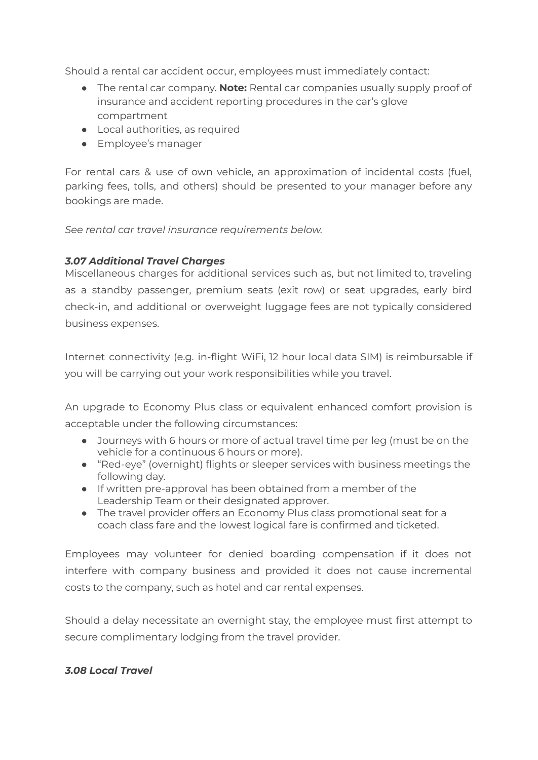Should a rental car accident occur, employees must immediately contact:

- The rental car company. **Note:** Rental car companies usually supply proof of insurance and accident reporting procedures in the car's glove compartment
- Local authorities, as required
- Employee's manager

For rental cars & use of own vehicle, an approximation of incidental costs (fuel, parking fees, tolls, and others) should be presented to your manager before any bookings are made.

*See rental car travel insurance requirements below.*

### *3.07 Additional Travel Charges*

Miscellaneous charges for additional services such as, but not limited to, traveling as a standby passenger, premium seats (exit row) or seat upgrades, early bird check-in, and additional or overweight luggage fees are not typically considered business expenses.

Internet connectivity (e.g. in-flight WiFi, 12 hour local data SIM) is reimbursable if you will be carrying out your work responsibilities while you travel.

An upgrade to Economy Plus class or equivalent enhanced comfort provision is acceptable under the following circumstances:

- Journeys with 6 hours or more of actual travel time per leg (must be on the vehicle for a continuous 6 hours or more).
- "Red-eye" (overnight) flights or sleeper services with business meetings the following day.
- If written pre-approval has been obtained from a member of the Leadership Team or their designated approver.
- The travel provider offers an Economy Plus class promotional seat for a coach class fare and the lowest logical fare is confirmed and ticketed.

Employees may volunteer for denied boarding compensation if it does not interfere with company business and provided it does not cause incremental costs to the company, such as hotel and car rental expenses.

Should a delay necessitate an overnight stay, the employee must first attempt to secure complimentary lodging from the travel provider.

### *3.08 Local Travel*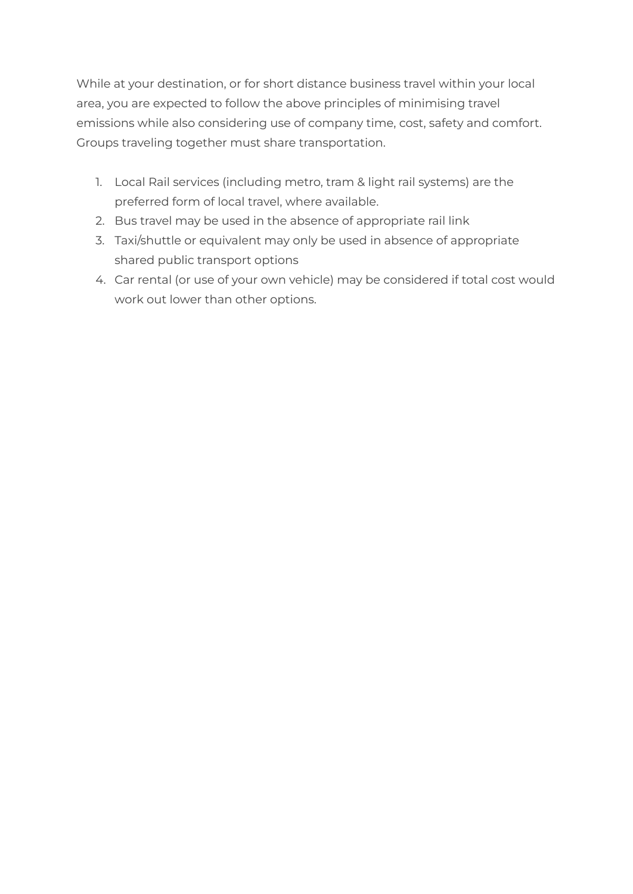While at your destination, or for short distance business travel within your local area, you are expected to follow the above principles of minimising travel emissions while also considering use of company time, cost, safety and comfort. Groups traveling together must share transportation.

1. Local Rail services (including metro, tram & light rail systems) are the preferred form of local travel, where available.
2. Bus travel may be used in the absence of appropriate rail link
3. Taxi/shuttle or equivalent may only be used in absence of appropriate shared public transport options
4. Car rental (or use of your own vehicle) may be considered if total cost would work out lower than other options.